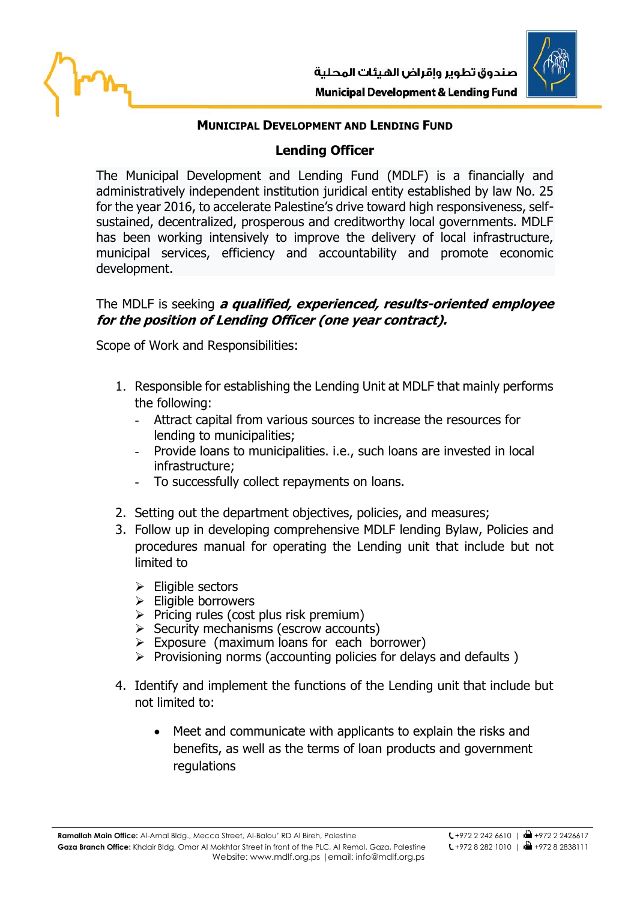# MUNICIPAL DEVELOPMENT AND LENDING FUND

## Lending Officer

The Municipal Development and Lending Fund (MDLF) is a financially and administratively independent institution juridical entity established by law No. 25 for the year 2016, to accelerate Palestine's drive toward high responsiveness, self-sustained, decentralized, prosperous and creditworthy local governments. MDLF has been working intensively to improve the delivery of local infrastructure, municipal services, efficiency and accountability and promote economic development.

The MDLF is seeking ***a qualified, experienced, results-oriented employee for the position of Lending Officer (one year contract).***

Scope of Work and Responsibilities:

1. Responsible for establishing the Lending Unit at MDLF that mainly performs the following:
   - Attract capital from various sources to increase the resources for lending to municipalities;
   - Provide loans to municipalities. i.e., such loans are invested in local infrastructure;
   - To successfully collect repayments on loans.
2. Setting out the department objectives, policies, and measures;
3. Follow up in developing comprehensive MDLF lending Bylaw, Policies and procedures manual for operating the Lending unit that include but not limited to
   - Eligible sectors
   - Eligible borrowers
   - Pricing rules (cost plus risk premium)
   - Security mechanisms (escrow accounts)
   - Exposure (maximum loans for each borrower)
   - Provisioning norms (accounting policies for delays and defaults )
4. Identify and implement the functions of the Lending unit that include but not limited to:
   - Meet and communicate with applicants to explain the risks and benefits, as well as the terms of loan products and government regulations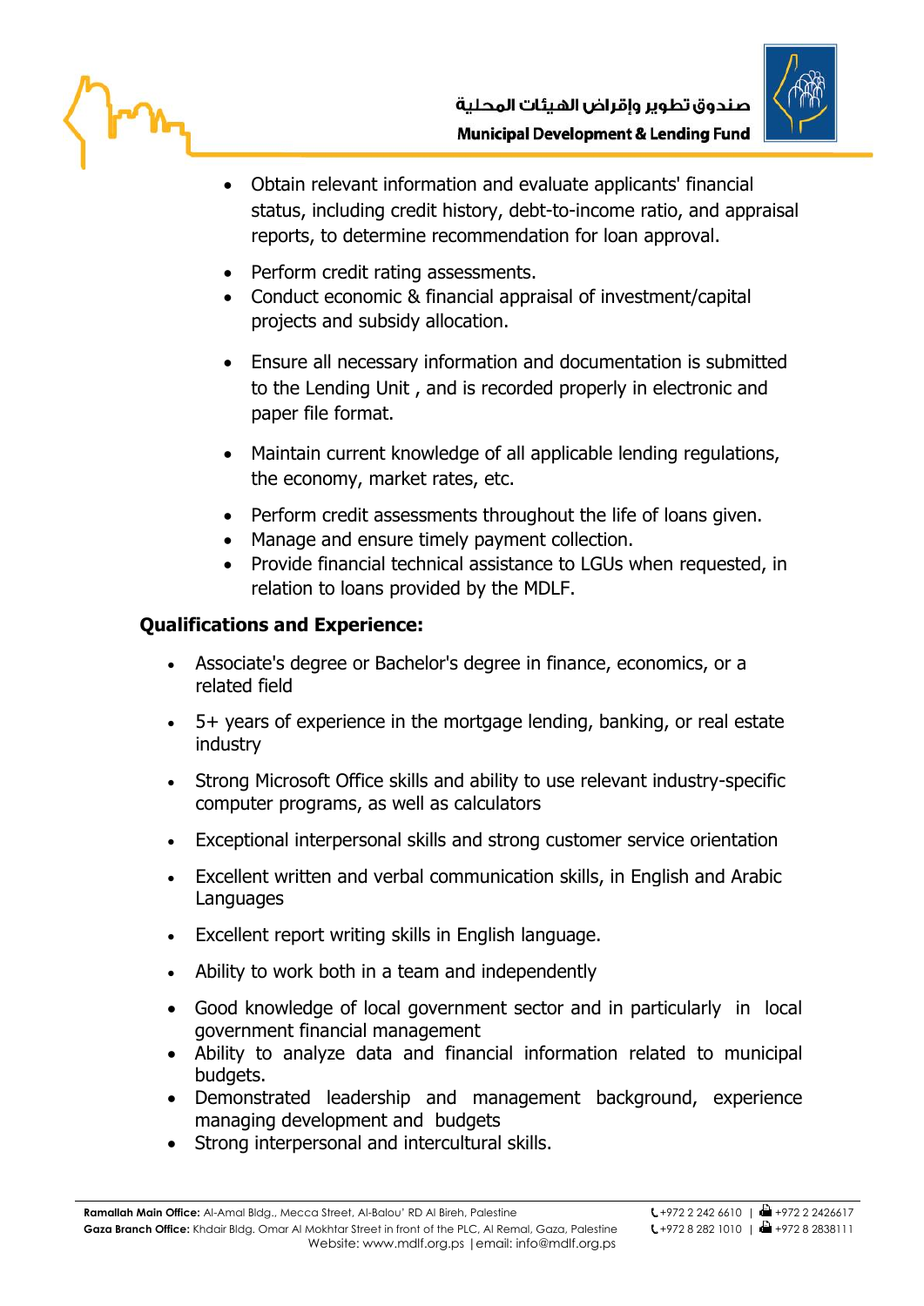- Obtain relevant information and evaluate applicants' financial status, including credit history, debt-to-income ratio, and appraisal reports, to determine recommendation for loan approval.
- Perform credit rating assessments.
- Conduct economic & financial appraisal of investment/capital projects and subsidy allocation.
- Ensure all necessary information and documentation is submitted to the Lending Unit , and is recorded properly in electronic and paper file format.
- Maintain current knowledge of all applicable lending regulations, the economy, market rates, etc.
- Perform credit assessments throughout the life of loans given.
- Manage and ensure timely payment collection.
- Provide financial technical assistance to LGUs when requested, in relation to loans provided by the MDLF.

**Qualifications and Experience:**

- Associate's degree or Bachelor's degree in finance, economics, or a related field
- 5+ years of experience in the mortgage lending, banking, or real estate industry
- Strong Microsoft Office skills and ability to use relevant industry-specific computer programs, as well as calculators
- Exceptional interpersonal skills and strong customer service orientation
- Excellent written and verbal communication skills, in English and Arabic Languages
- Excellent report writing skills in English language.
- Ability to work both in a team and independently
- Good knowledge of local government sector and in particularly in local government financial management
- Ability to analyze data and financial information related to municipal budgets.
- Demonstrated leadership and management background, experience managing development and budgets
- Strong interpersonal and intercultural skills.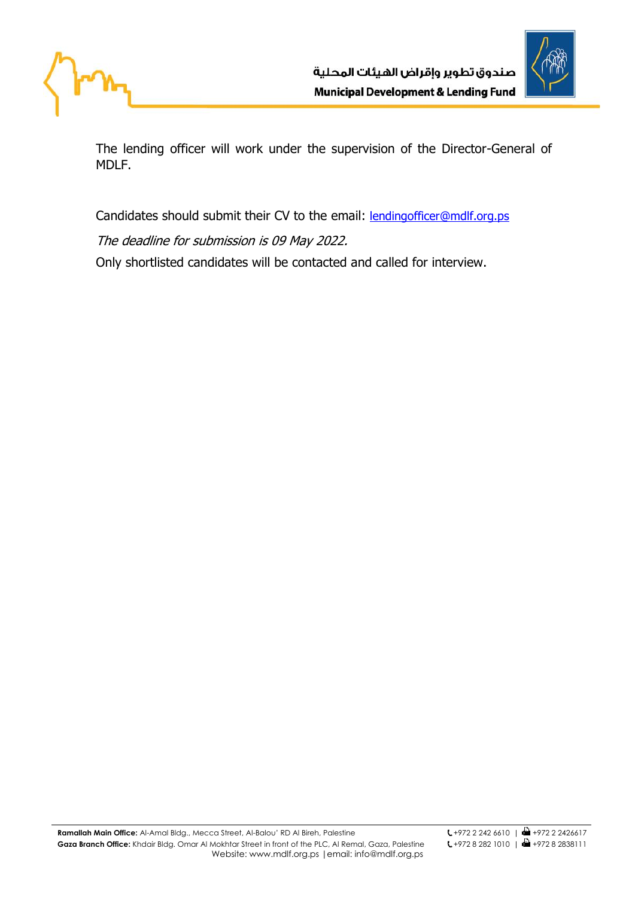The lending officer will work under the supervision of the Director-General of MDLF.

Candidates should submit their CV to the email: lendingofficer@mdlf.org.ps

*The deadline for submission is 09 May 2022.*

Only shortlisted candidates will be contacted and called for interview.